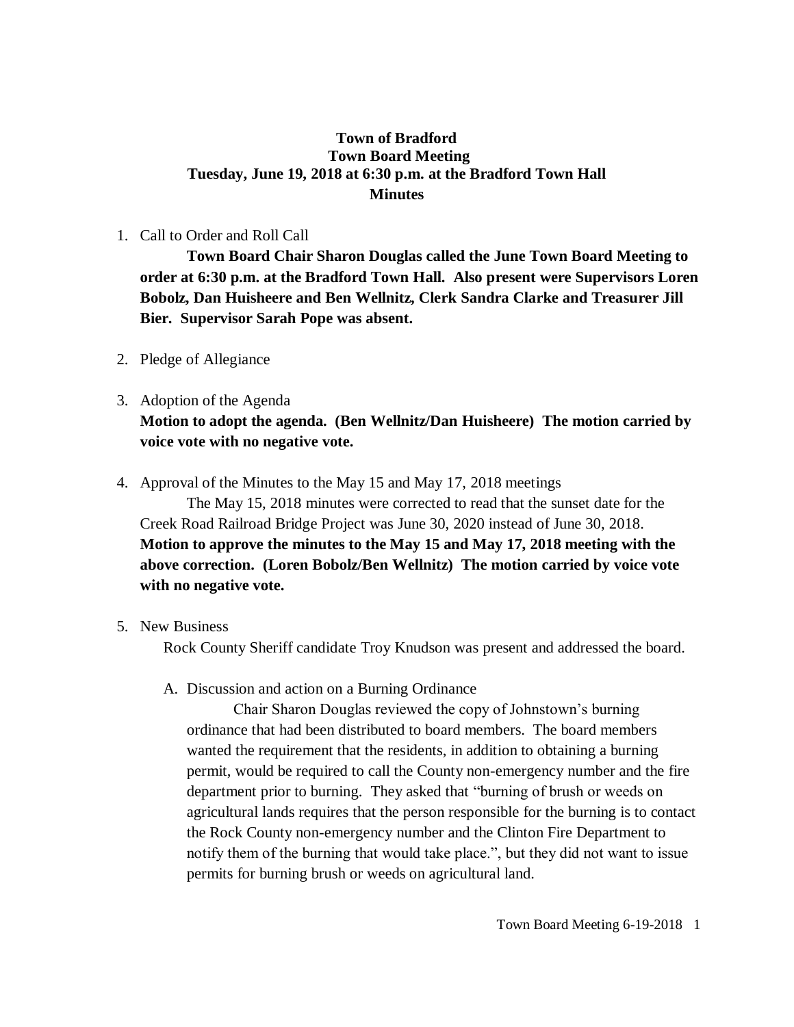# Town of Bradford
## Town Board Meeting
## Tuesday, June 19, 2018 at 6:30 p.m. at the Bradford Town Hall
## Minutes

1. Call to Order and Roll Call

   **Town Board Chair Sharon Douglas called the June Town Board Meeting to order at 6:30 p.m. at the Bradford Town Hall. Also present were Supervisors Loren Bobolz, Dan Huisheere and Ben Wellnitz, Clerk Sandra Clarke and Treasurer Jill Bier. Supervisor Sarah Pope was absent.**

2. Pledge of Allegiance

3. Adoption of the Agenda

   **Motion to adopt the agenda. (Ben Wellnitz/Dan Huisheere) The motion carried by voice vote with no negative vote.**

4. Approval of the Minutes to the May 15 and May 17, 2018 meetings

   The May 15, 2018 minutes were corrected to read that the sunset date for the Creek Road Railroad Bridge Project was June 30, 2020 instead of June 30, 2018.
   **Motion to approve the minutes to the May 15 and May 17, 2018 meeting with the above correction. (Loren Bobolz/Ben Wellnitz) The motion carried by voice vote with no negative vote.**

5. New Business

   Rock County Sheriff candidate Troy Knudson was present and addressed the board.

   A. Discussion and action on a Burning Ordinance

      Chair Sharon Douglas reviewed the copy of Johnstown's burning ordinance that had been distributed to board members. The board members wanted the requirement that the residents, in addition to obtaining a burning permit, would be required to call the County non-emergency number and the fire department prior to burning. They asked that "burning of brush or weeds on agricultural lands requires that the person responsible for the burning is to contact the Rock County non-emergency number and the Clinton Fire Department to notify them of the burning that would take place.", but they did not want to issue permits for burning brush or weeds on agricultural land.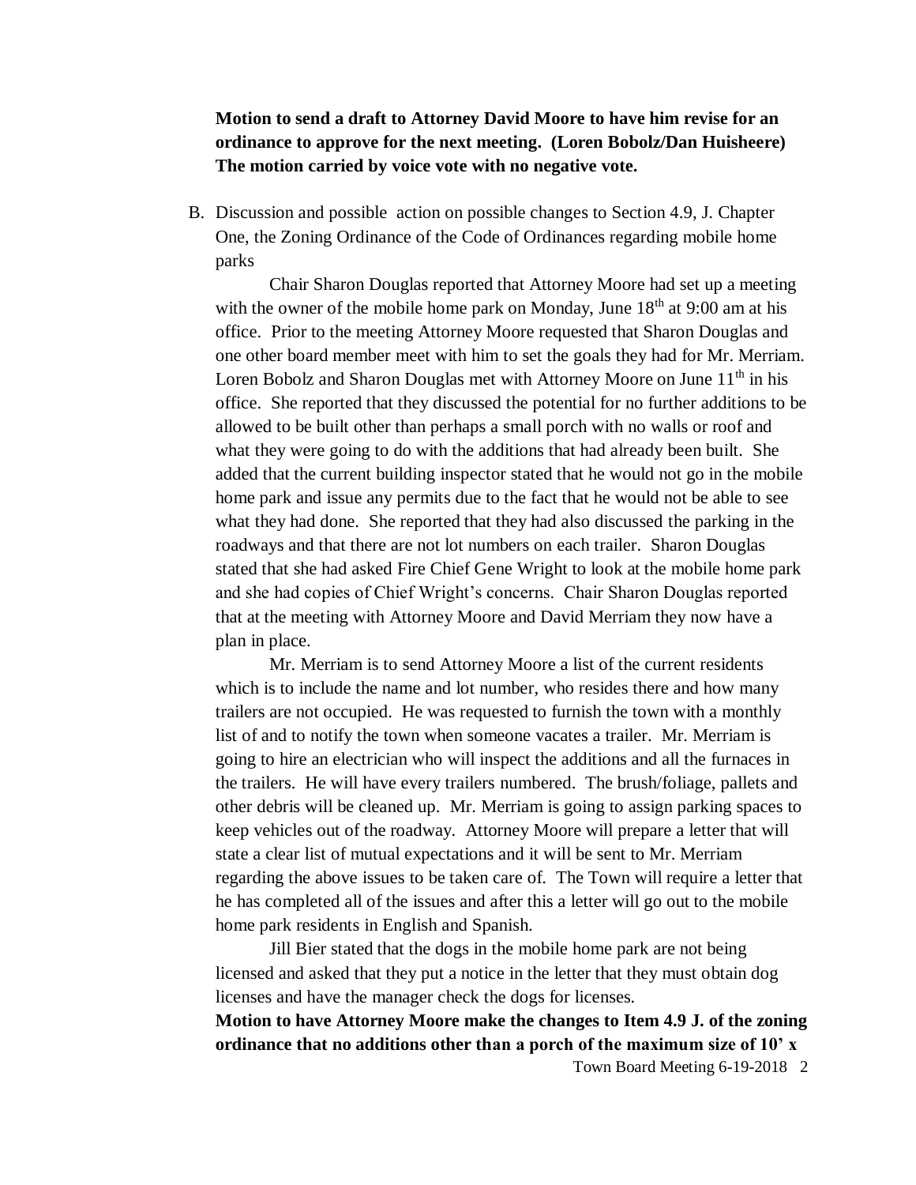**Motion to send a draft to Attorney David Moore to have him revise for an ordinance to approve for the next meeting. (Loren Bobolz/Dan Huisheere) The motion carried by voice vote with no negative vote.**

B. Discussion and possible action on possible changes to Section 4.9, J. Chapter One, the Zoning Ordinance of the Code of Ordinances regarding mobile home parks

Chair Sharon Douglas reported that Attorney Moore had set up a meeting with the owner of the mobile home park on Monday, June 18th at 9:00 am at his office. Prior to the meeting Attorney Moore requested that Sharon Douglas and one other board member meet with him to set the goals they had for Mr. Merriam. Loren Bobolz and Sharon Douglas met with Attorney Moore on June 11th in his office. She reported that they discussed the potential for no further additions to be allowed to be built other than perhaps a small porch with no walls or roof and what they were going to do with the additions that had already been built. She added that the current building inspector stated that he would not go in the mobile home park and issue any permits due to the fact that he would not be able to see what they had done. She reported that they had also discussed the parking in the roadways and that there are not lot numbers on each trailer. Sharon Douglas stated that she had asked Fire Chief Gene Wright to look at the mobile home park and she had copies of Chief Wright's concerns. Chair Sharon Douglas reported that at the meeting with Attorney Moore and David Merriam they now have a plan in place.

Mr. Merriam is to send Attorney Moore a list of the current residents which is to include the name and lot number, who resides there and how many trailers are not occupied. He was requested to furnish the town with a monthly list of and to notify the town when someone vacates a trailer. Mr. Merriam is going to hire an electrician who will inspect the additions and all the furnaces in the trailers. He will have every trailers numbered. The brush/foliage, pallets and other debris will be cleaned up. Mr. Merriam is going to assign parking spaces to keep vehicles out of the roadway. Attorney Moore will prepare a letter that will state a clear list of mutual expectations and it will be sent to Mr. Merriam regarding the above issues to be taken care of. The Town will require a letter that he has completed all of the issues and after this a letter will go out to the mobile home park residents in English and Spanish.

Jill Bier stated that the dogs in the mobile home park are not being licensed and asked that they put a notice in the letter that they must obtain dog licenses and have the manager check the dogs for licenses.

**Motion to have Attorney Moore make the changes to Item 4.9 J. of the zoning ordinance that no additions other than a porch of the maximum size of 10' x**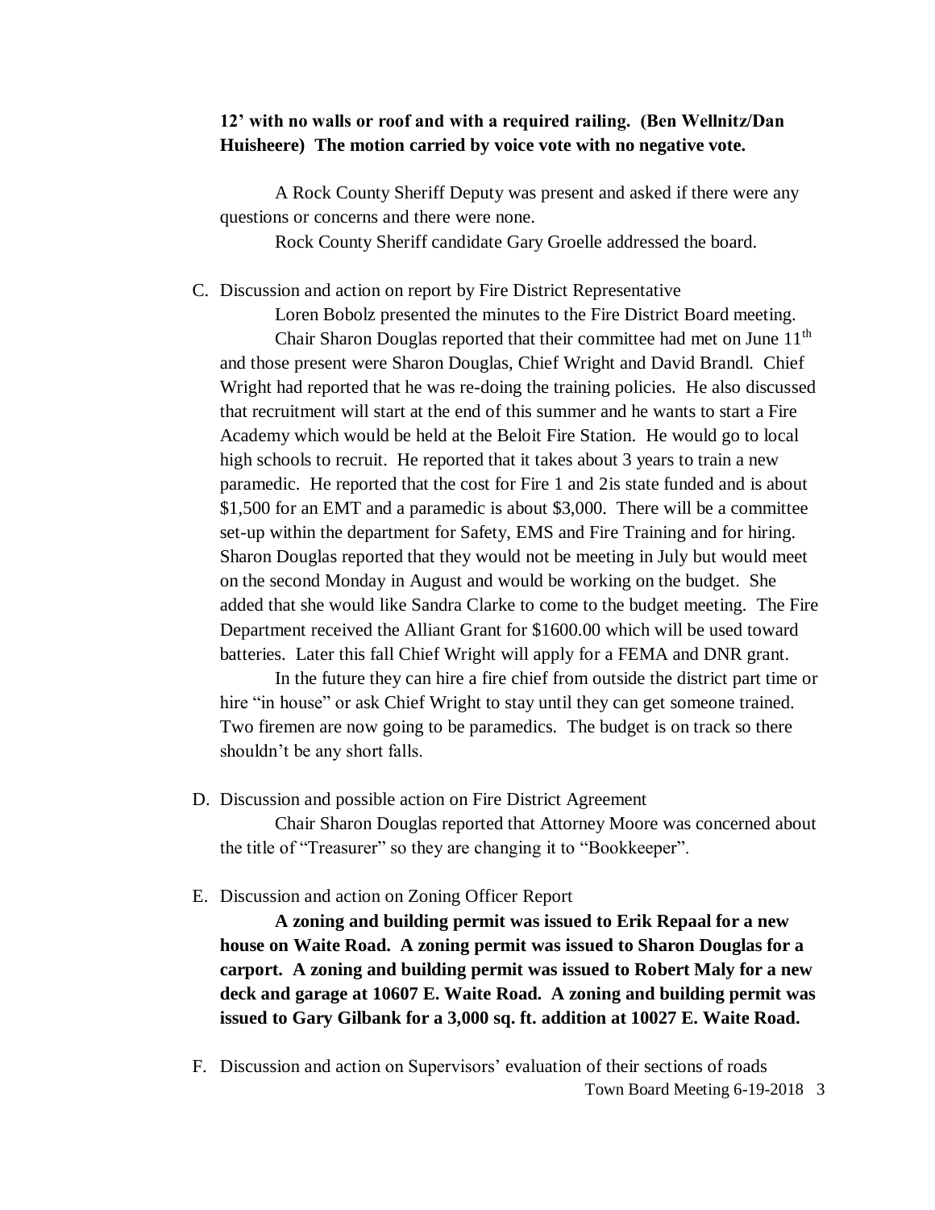**12' with no walls or roof and with a required railing. (Ben Wellnitz/Dan Huisheere) The motion carried by voice vote with no negative vote.**

A Rock County Sheriff Deputy was present and asked if there were any questions or concerns and there were none.

Rock County Sheriff candidate Gary Groelle addressed the board.

C. Discussion and action on report by Fire District Representative

Loren Bobolz presented the minutes to the Fire District Board meeting.

Chair Sharon Douglas reported that their committee had met on June 11th and those present were Sharon Douglas, Chief Wright and David Brandl. Chief Wright had reported that he was re-doing the training policies. He also discussed that recruitment will start at the end of this summer and he wants to start a Fire Academy which would be held at the Beloit Fire Station. He would go to local high schools to recruit. He reported that it takes about 3 years to train a new paramedic. He reported that the cost for Fire 1 and 2is state funded and is about $1,500 for an EMT and a paramedic is about $3,000. There will be a committee set-up within the department for Safety, EMS and Fire Training and for hiring. Sharon Douglas reported that they would not be meeting in July but would meet on the second Monday in August and would be working on the budget. She added that she would like Sandra Clarke to come to the budget meeting. The Fire Department received the Alliant Grant for $1600.00 which will be used toward batteries. Later this fall Chief Wright will apply for a FEMA and DNR grant.

In the future they can hire a fire chief from outside the district part time or hire "in house" or ask Chief Wright to stay until they can get someone trained. Two firemen are now going to be paramedics. The budget is on track so there shouldn't be any short falls.

D. Discussion and possible action on Fire District Agreement

Chair Sharon Douglas reported that Attorney Moore was concerned about the title of "Treasurer" so they are changing it to "Bookkeeper".

E. Discussion and action on Zoning Officer Report

**A zoning and building permit was issued to Erik Repaal for a new house on Waite Road. A zoning permit was issued to Sharon Douglas for a carport. A zoning and building permit was issued to Robert Maly for a new deck and garage at 10607 E. Waite Road. A zoning and building permit was issued to Gary Gilbank for a 3,000 sq. ft. addition at 10027 E. Waite Road.**

F. Discussion and action on Supervisors' evaluation of their sections of roads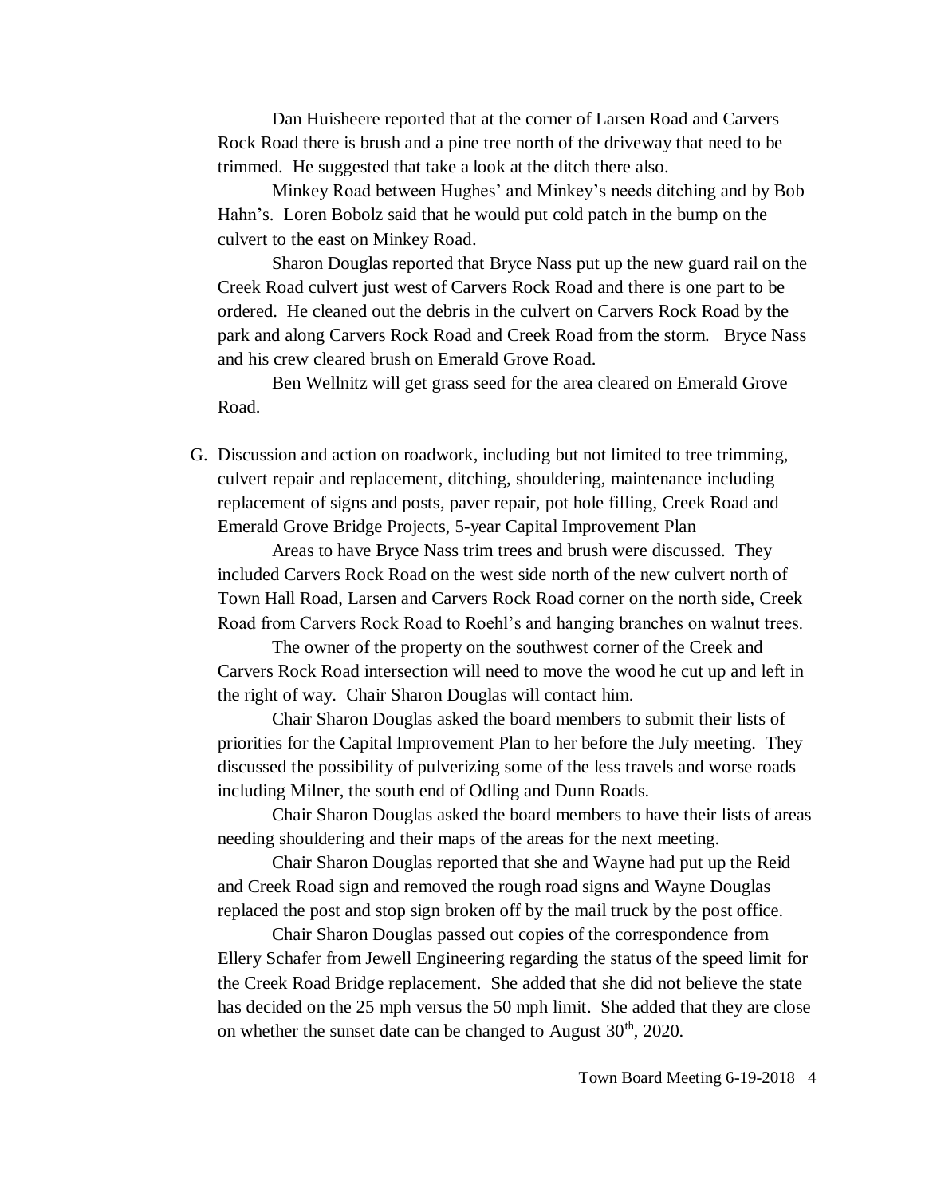Dan Huisheere reported that at the corner of Larsen Road and Carvers Rock Road there is brush and a pine tree north of the driveway that need to be trimmed. He suggested that take a look at the ditch there also.

Minkey Road between Hughes' and Minkey's needs ditching and by Bob Hahn's. Loren Bobolz said that he would put cold patch in the bump on the culvert to the east on Minkey Road.

Sharon Douglas reported that Bryce Nass put up the new guard rail on the Creek Road culvert just west of Carvers Rock Road and there is one part to be ordered. He cleaned out the debris in the culvert on Carvers Rock Road by the park and along Carvers Rock Road and Creek Road from the storm. Bryce Nass and his crew cleared brush on Emerald Grove Road.

Ben Wellnitz will get grass seed for the area cleared on Emerald Grove Road.

G. Discussion and action on roadwork, including but not limited to tree trimming, culvert repair and replacement, ditching, shouldering, maintenance including replacement of signs and posts, paver repair, pot hole filling, Creek Road and Emerald Grove Bridge Projects, 5-year Capital Improvement Plan

Areas to have Bryce Nass trim trees and brush were discussed. They included Carvers Rock Road on the west side north of the new culvert north of Town Hall Road, Larsen and Carvers Rock Road corner on the north side, Creek Road from Carvers Rock Road to Roehl's and hanging branches on walnut trees.

The owner of the property on the southwest corner of the Creek and Carvers Rock Road intersection will need to move the wood he cut up and left in the right of way. Chair Sharon Douglas will contact him.

Chair Sharon Douglas asked the board members to submit their lists of priorities for the Capital Improvement Plan to her before the July meeting. They discussed the possibility of pulverizing some of the less travels and worse roads including Milner, the south end of Odling and Dunn Roads.

Chair Sharon Douglas asked the board members to have their lists of areas needing shouldering and their maps of the areas for the next meeting.

Chair Sharon Douglas reported that she and Wayne had put up the Reid and Creek Road sign and removed the rough road signs and Wayne Douglas replaced the post and stop sign broken off by the mail truck by the post office.

Chair Sharon Douglas passed out copies of the correspondence from Ellery Schafer from Jewell Engineering regarding the status of the speed limit for the Creek Road Bridge replacement. She added that she did not believe the state has decided on the 25 mph versus the 50 mph limit. She added that they are close on whether the sunset date can be changed to August 30th, 2020.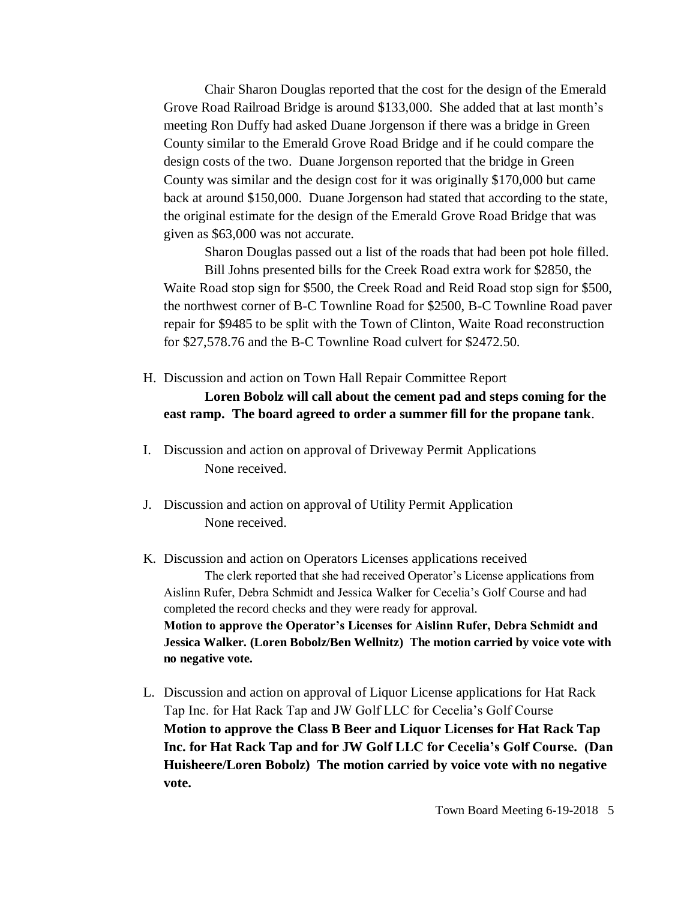Chair Sharon Douglas reported that the cost for the design of the Emerald Grove Road Railroad Bridge is around $133,000. She added that at last month's meeting Ron Duffy had asked Duane Jorgenson if there was a bridge in Green County similar to the Emerald Grove Road Bridge and if he could compare the design costs of the two. Duane Jorgenson reported that the bridge in Green County was similar and the design cost for it was originally $170,000 but came back at around $150,000. Duane Jorgenson had stated that according to the state, the original estimate for the design of the Emerald Grove Road Bridge that was given as $63,000 was not accurate.

Sharon Douglas passed out a list of the roads that had been pot hole filled.

Bill Johns presented bills for the Creek Road extra work for $2850, the Waite Road stop sign for $500, the Creek Road and Reid Road stop sign for $500, the northwest corner of B-C Townline Road for $2500, B-C Townline Road paver repair for $9485 to be split with the Town of Clinton, Waite Road reconstruction for $27,578.76 and the B-C Townline Road culvert for $2472.50.

H. Discussion and action on Town Hall Repair Committee Report

**Loren Bobolz will call about the cement pad and steps coming for the east ramp. The board agreed to order a summer fill for the propane tank**.

I. Discussion and action on approval of Driveway Permit Applications

None received.

J. Discussion and action on approval of Utility Permit Application

None received.

K. Discussion and action on Operators Licenses applications received

The clerk reported that she had received Operator's License applications from Aislinn Rufer, Debra Schmidt and Jessica Walker for Cecelia's Golf Course and had completed the record checks and they were ready for approval.

**Motion to approve the Operator's Licenses for Aislinn Rufer, Debra Schmidt and Jessica Walker. (Loren Bobolz/Ben Wellnitz) The motion carried by voice vote with no negative vote.**

L. Discussion and action on approval of Liquor License applications for Hat Rack Tap Inc. for Hat Rack Tap and JW Golf LLC for Cecelia's Golf Course

**Motion to approve the Class B Beer and Liquor Licenses for Hat Rack Tap Inc. for Hat Rack Tap and for JW Golf LLC for Cecelia's Golf Course. (Dan Huisheere/Loren Bobolz) The motion carried by voice vote with no negative vote.**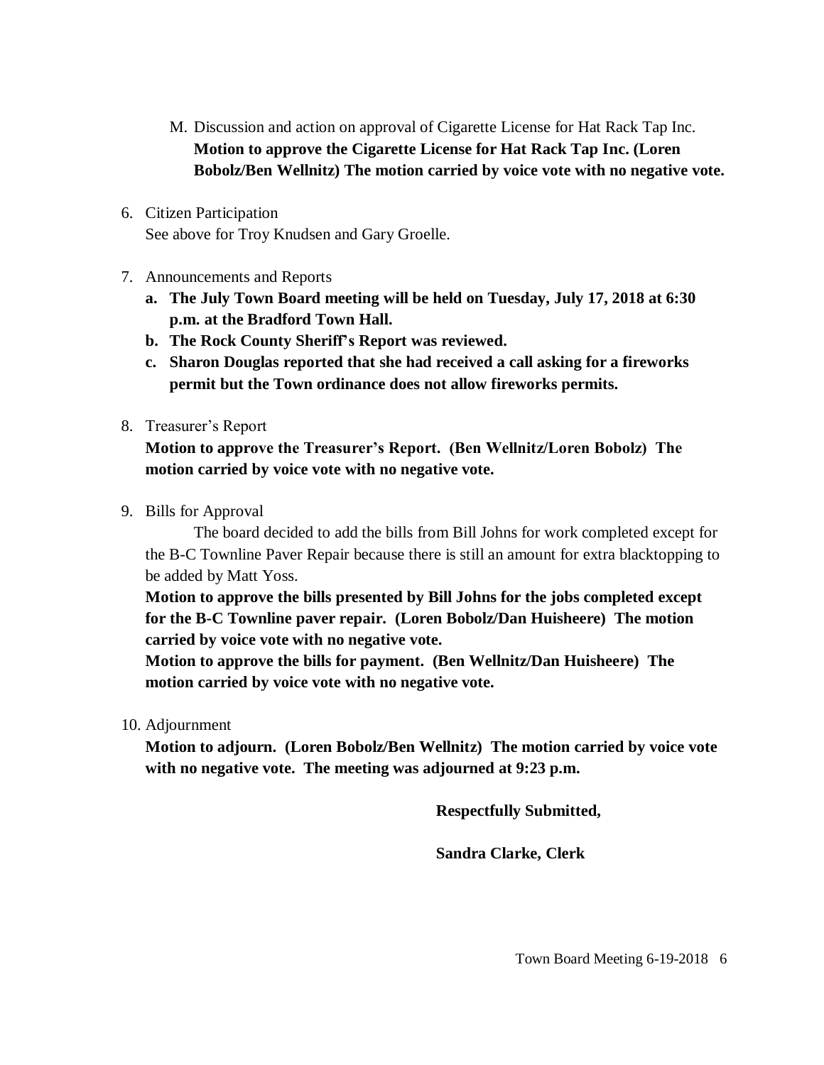M. Discussion and action on approval of Cigarette License for Hat Rack Tap Inc.
   **Motion to approve the Cigarette License for Hat Rack Tap Inc. (Loren Bobolz/Ben Wellnitz) The motion carried by voice vote with no negative vote.**

6. Citizen Participation
   See above for Troy Knudsen and Gary Groelle.

7. Announcements and Reports
   a. **The July Town Board meeting will be held on Tuesday, July 17, 2018 at 6:30 p.m. at the Bradford Town Hall.**
   b. **The Rock County Sheriff's Report was reviewed.**
   c. **Sharon Douglas reported that she had received a call asking for a fireworks permit but the Town ordinance does not allow fireworks permits.**

8. Treasurer's Report
   **Motion to approve the Treasurer's Report. (Ben Wellnitz/Loren Bobolz) The motion carried by voice vote with no negative vote.**

9. Bills for Approval
   The board decided to add the bills from Bill Johns for work completed except for the B-C Townline Paver Repair because there is still an amount for extra blacktopping to be added by Matt Yoss.
   **Motion to approve the bills presented by Bill Johns for the jobs completed except for the B-C Townline paver repair. (Loren Bobolz/Dan Huisheere) The motion carried by voice vote with no negative vote.**
   **Motion to approve the bills for payment. (Ben Wellnitz/Dan Huisheere) The motion carried by voice vote with no negative vote.**

10. Adjournment
    **Motion to adjourn. (Loren Bobolz/Ben Wellnitz) The motion carried by voice vote with no negative vote. The meeting was adjourned at 9:23 p.m.**

**Respectfully Submitted,**

**Sandra Clarke, Clerk**